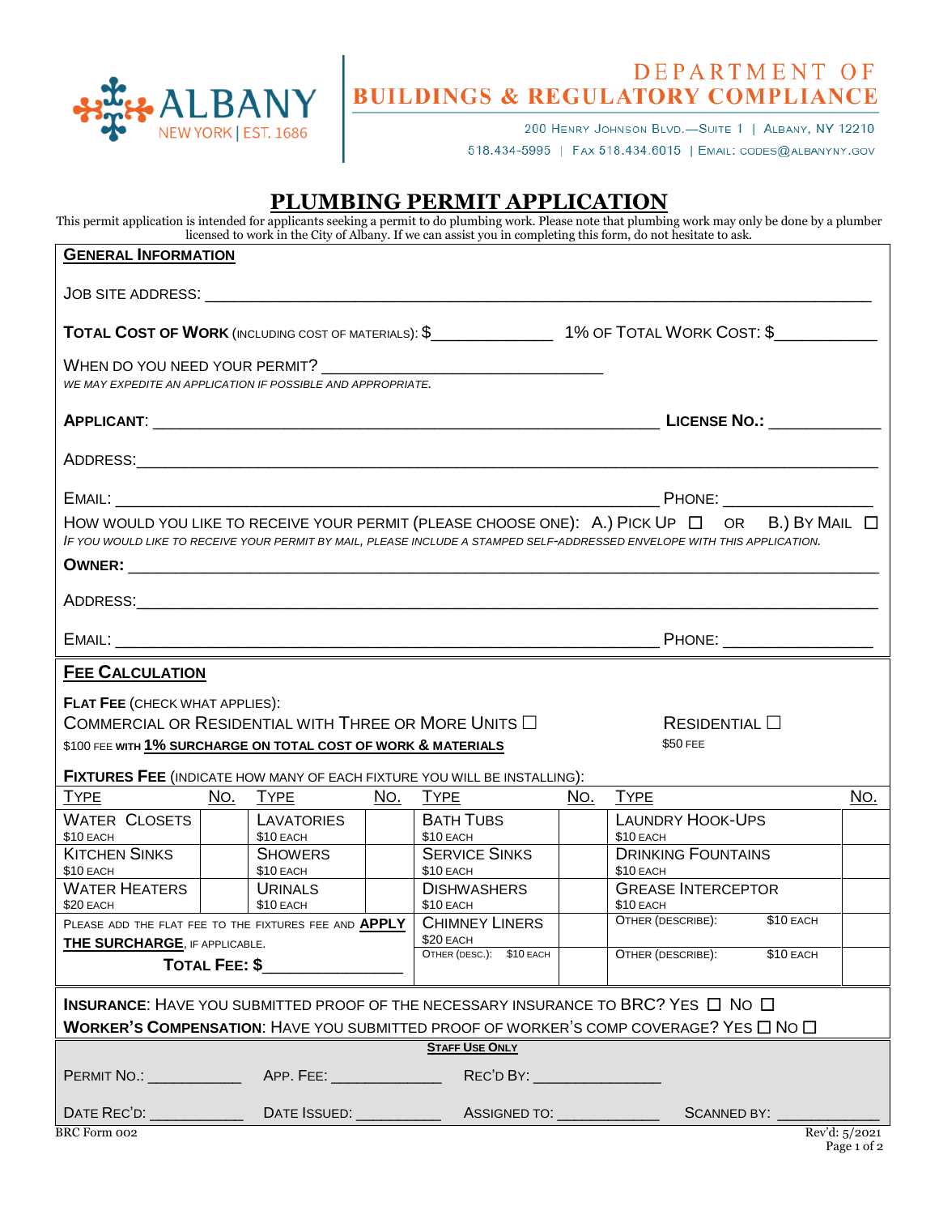ALBANY
NEW YORK | EST. 1686

# DEPARTMENT OF BUILDINGS & REGULATORY COMPLIANCE

200 Henry Johnson Blvd.—Suite 1 | Albany, NY 12210
518.434-5995 | Fax 518.434.6015 | Email: codes@albanyny.gov

# PLUMBING PERMIT APPLICATION

This permit application is intended for applicants seeking a permit to do plumbing work. Please note that plumbing work may only be done by a plumber licensed to work in the City of Albany. If we can assist you in completing this form, do not hesitate to ask.

## GENERAL INFORMATION

JOB SITE ADDRESS: ____________________________________________

**TOTAL COST OF WORK** (INCLUDING COST OF MATERIALS): $____________ 1% OF TOTAL WORK COST: $__________

WHEN DO YOU NEED YOUR PERMIT? ____________________________
*WE MAY EXPEDITE AN APPLICATION IF POSSIBLE AND APPROPRIATE.*

**APPLICANT**: ____________________________________________ **LICENSE NO.:** ____________

ADDRESS: ____________________________________________

EMAIL: ____________________________________________ PHONE: ______________

HOW WOULD YOU LIKE TO RECEIVE YOUR PERMIT (PLEASE CHOOSE ONE): A.) PICK UP ☐ OR B.) BY MAIL ☐
*IF YOU WOULD LIKE TO RECEIVE YOUR PERMIT BY MAIL, PLEASE INCLUDE A STAMPED SELF-ADDRESSED ENVELOPE WITH THIS APPLICATION.*

**OWNER:** ____________________________________________

ADDRESS: ____________________________________________

EMAIL: ____________________________________________ PHONE: ______________

## FEE CALCULATION

**FLAT FEE** (CHECK WHAT APPLIES):

COMMERCIAL OR RESIDENTIAL WITH THREE OR MORE UNITS ☐
$100 FEE **WITH 1% SURCHARGE ON TOTAL COST OF WORK & MATERIALS**

RESIDENTIAL ☐
$50 FEE

**FIXTURES FEE** (INDICATE HOW MANY OF EACH FIXTURE YOU WILL BE INSTALLING):

| TYPE | NO. | TYPE | NO. | TYPE | NO. | TYPE | NO. |
|---|---|---|---|---|---|---|---|
| WATER CLOSETS $10 EACH | | LAVATORIES $10 EACH | | BATH TUBS $10 EACH | | LAUNDRY HOOK-UPS $10 EACH | |
| KITCHEN SINKS $10 EACH | | SHOWERS $10 EACH | | SERVICE SINKS $10 EACH | | DRINKING FOUNTAINS $10 EACH | |
| WATER HEATERS $20 EACH | | URINALS $10 EACH | | DISHWASHERS $10 EACH | | GREASE INTERCEPTOR $10 EACH | |
| PLEASE ADD THE FLAT FEE TO THE FIXTURES FEE AND **APPLY THE SURCHARGE**, IF APPLICABLE. | | | | CHIMNEY LINERS $20 EACH | | OTHER (DESCRIBE): $10 EACH | |
| **TOTAL FEE: $**______________ | | | | OTHER (DESC.): $10 EACH | | OTHER (DESCRIBE): $10 EACH | |

**INSURANCE**: HAVE YOU SUBMITTED PROOF OF THE NECESSARY INSURANCE TO BRC? YES ☐ NO ☐
**WORKER'S COMPENSATION**: HAVE YOU SUBMITTED PROOF OF WORKER'S COMP COVERAGE? YES ☐ NO ☐

**STAFF USE ONLY**

PERMIT NO.: __________ APP. FEE: ____________ REC'D BY: ______________

DATE REC'D: __________ DATE ISSUED: __________ ASSIGNED TO: ___________ SCANNED BY: ___________

BRC Form 002 Rev'd: 5/2021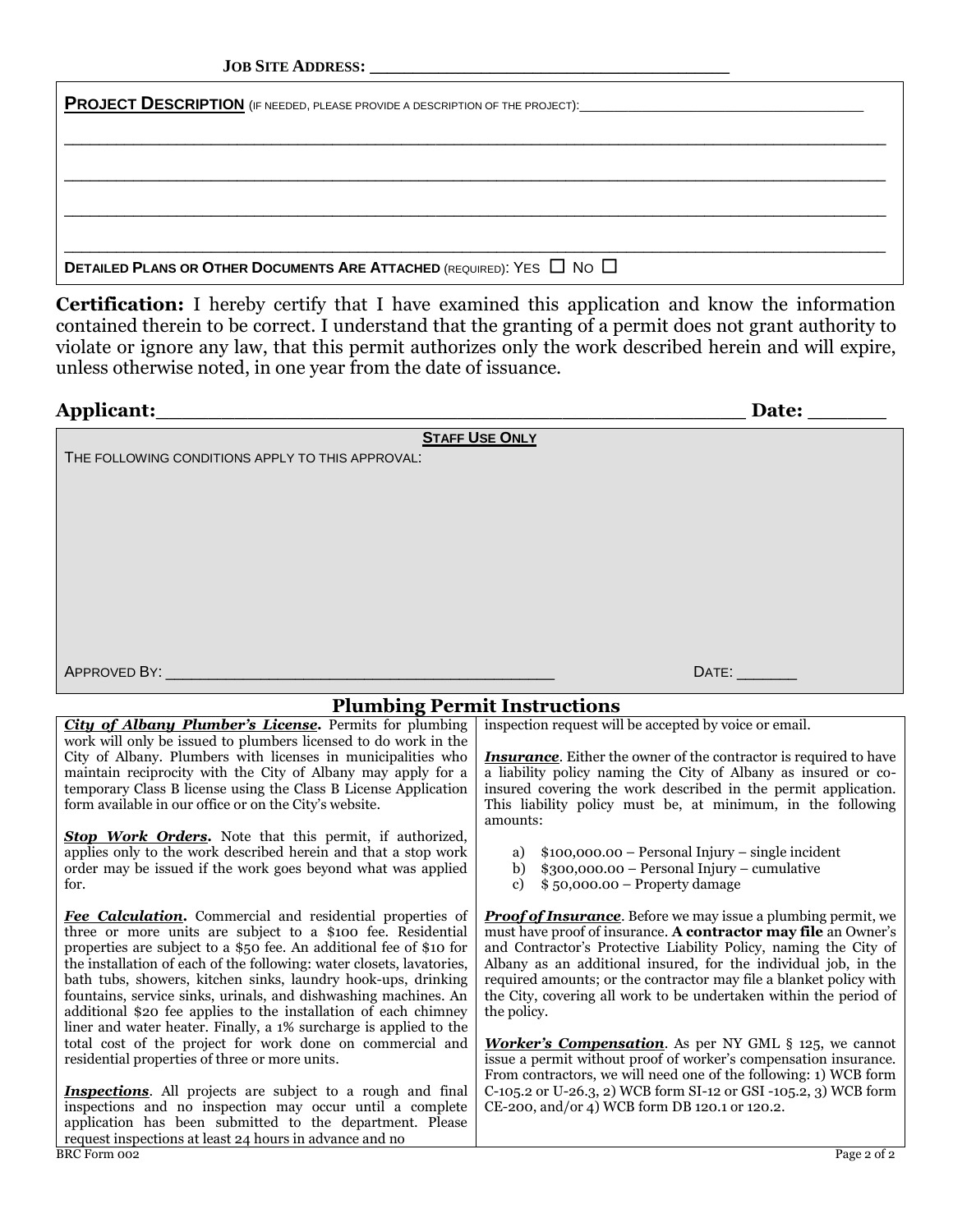**JOB SITE ADDRESS:** ____________________________________

**PROJECT DESCRIPTION** (IF NEEDED, PLEASE PROVIDE A DESCRIPTION OF THE PROJECT):________________________________

______________________________________________________________________________

______________________________________________________________________________

______________________________________________________________________________

______________________________________________________________________________

**DETAILED PLANS OR OTHER DOCUMENTS ARE ATTACHED** (REQUIRED): YES ☐ NO ☐

**Certification:** I hereby certify that I have examined this application and know the information contained therein to be correct. I understand that the granting of a permit does not grant authority to violate or ignore any law, that this permit authorizes only the work described herein and will expire, unless otherwise noted, in one year from the date of issuance.

**Applicant:**_______________________________________________ **Date:** ______

**STAFF USE ONLY**

THE FOLLOWING CONDITIONS APPLY TO THIS APPROVAL:

APPROVED BY: ________________________________________ DATE: ______

## Plumbing Permit Instructions

***City of Albany Plumber's License.*** Permits for plumbing work will only be issued to plumbers licensed to do work in the City of Albany. Plumbers with licenses in municipalities who maintain reciprocity with the City of Albany may apply for a temporary Class B license using the Class B License Application form available in our office or on the City's website.

***Stop Work Orders.*** Note that this permit, if authorized, applies only to the work described herein and that a stop work order may be issued if the work goes beyond what was applied for.

***Fee Calculation.*** Commercial and residential properties of three or more units are subject to a $100 fee. Residential properties are subject to a $50 fee. An additional fee of $10 for the installation of each of the following: water closets, lavatories, bath tubs, showers, kitchen sinks, laundry hook-ups, drinking fountains, service sinks, urinals, and dishwashing machines. An additional $20 fee applies to the installation of each chimney liner and water heater. Finally, a 1% surcharge is applied to the total cost of the project for work done on commercial and residential properties of three or more units.

***Inspections***. All projects are subject to a rough and final inspections and no inspection may occur until a complete application has been submitted to the department. Please request inspections at least 24 hours in advance and no inspection request will be accepted by voice or email.

***Insurance***. Either the owner of the contractor is required to have a liability policy naming the City of Albany as insured or co-insured covering the work described in the permit application. This liability policy must be, at minimum, in the following amounts:

a) $100,000.00 – Personal Injury – single incident
b) $300,000.00 – Personal Injury – cumulative
c) $ 50,000.00 – Property damage

***Proof of Insurance***. Before we may issue a plumbing permit, we must have proof of insurance. **A contractor may file** an Owner's and Contractor's Protective Liability Policy, naming the City of Albany as an additional insured, for the individual job, in the required amounts; or the contractor may file a blanket policy with the City, covering all work to be undertaken within the period of the policy.

***Worker's Compensation***. As per NY GML § 125, we cannot issue a permit without proof of worker's compensation insurance. From contractors, we will need one of the following: 1) WCB form C-105.2 or U-26.3, 2) WCB form SI-12 or GSI -105.2, 3) WCB form CE-200, and/or 4) WCB form DB 120.1 or 120.2.

BRC Form 002